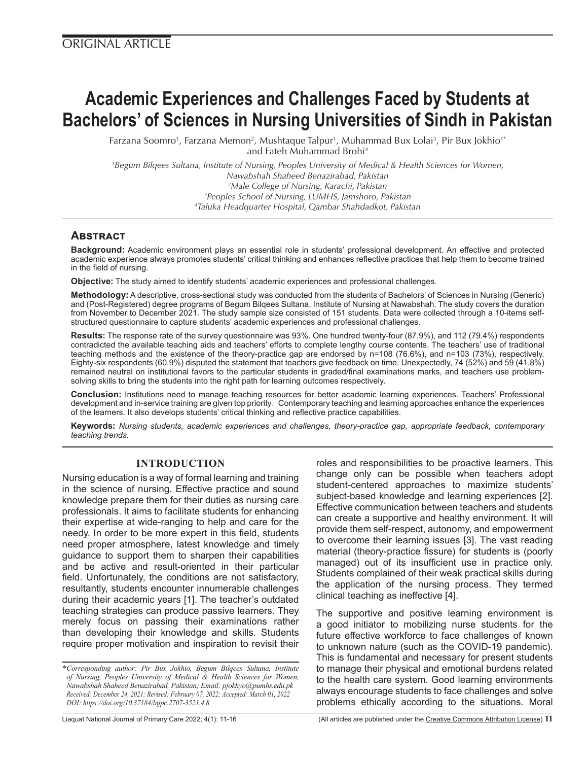ORIGINAL ARTICLE

# Academic Experiences and Challenges Faced by Students at Bachelors' of Sciences in Nursing Universities of Sindh in Pakistan

Farzana Soomro[1], Farzana Memon[2], Mushtaque Talpur[1], Muhammad Bux Lolai[3], Pir Bux Jokhio[1*] and Fateh Muhammad Brohi[4]

*[1]Begum Bilqees Sultana, Institute of Nursing, Peoples University of Medical & Health Sciences for Women, Nawabshah Shaheed Benazirabad, Pakistan*
*[2]Male College of Nursing, Karachi, Pakistan*
*[3]Peoples School of Nursing, LUMHS, Jamshoro, Pakistan*
*[4]Taluka Headquarter Hospital, Qambar Shahdadkot, Pakistan*

## Abstract

**Background:** Academic environment plays an essential role in students' professional development. An effective and protected academic experience always promotes students' critical thinking and enhances reflective practices that help them to become trained in the field of nursing.

**Objective:** The study aimed to identify students' academic experiences and professional challenges.

**Methodology:** A descriptive, cross-sectional study was conducted from the students of Bachelors' of Sciences in Nursing (Generic) and (Post-Registered) degree programs of Begum Bilqees Sultana, Institute of Nursing at Nawabshah. The study covers the duration from November to December 2021. The study sample size consisted of 151 students. Data were collected through a 10-items self-structured questionnaire to capture students' academic experiences and professional challenges.

**Results:** The response rate of the survey questionnaire was 93%. One hundred twenty-four (87.9%), and 112 (79.4%) respondents contradicted the available teaching aids and teachers' efforts to complete lengthy course contents. The teachers' use of traditional teaching methods and the existence of the theory-practice gap are endorsed by n=108 (76.6%), and n=103 (73%), respectively. Eighty-six respondents (60.9%) disputed the statement that teachers give feedback on time. Unexpectedly, 74 (52%) and 59 (41.8%) remained neutral on institutional favors to the particular students in graded/final examinations marks, and teachers use problem-solving skills to bring the students into the right path for learning outcomes respectively.

**Conclusion:** Institutions need to manage teaching resources for better academic learning experiences. Teachers' Professional development and in-service training are given top priority. Contemporary teaching and learning approaches enhance the experiences of the learners. It also develops students' critical thinking and reflective practice capabilities.

**Keywords:** *Nursing students, academic experiences and challenges, theory-practice gap, appropriate feedback, contemporary teaching trends.*

## INTRODUCTION

Nursing education is a way of formal learning and training in the science of nursing. Effective practice and sound knowledge prepare them for their duties as nursing care professionals. It aims to facilitate students for enhancing their expertise at wide-ranging to help and care for the needy. In order to be more expert in this field, students need proper atmosphere, latest knowledge and timely guidance to support them to sharpen their capabilities and be active and result-oriented in their particular field. Unfortunately, the conditions are not satisfactory, resultantly, students encounter innumerable challenges during their academic years [1]. The teacher's outdated teaching strategies can produce passive learners. They merely focus on passing their examinations rather than developing their knowledge and skills. Students require proper motivation and inspiration to revisit their roles and responsibilities to be proactive learners. This change only can be possible when teachers adopt student-centered approaches to maximize students' subject-based knowledge and learning experiences [2]. Effective communication between teachers and students can create a supportive and healthy environment. It will provide them self-respect, autonomy, and empowerment to overcome their learning issues [3]. The vast reading material (theory-practice fissure) for students is (poorly managed) out of its insufficient use in practice only. Students complained of their weak practical skills during the application of the nursing process. They termed clinical teaching as ineffective [4].

The supportive and positive learning environment is a good initiator to mobilizing nurse students for the future effective workforce to face challenges of known to unknown nature (such as the COVID-19 pandemic). This is fundamental and necessary for present students to manage their physical and emotional burdens related to the health care system. Good learning environments always encourage students to face challenges and solve problems ethically according to the situations. Moral

*\*Corresponding author: Pir Bux Jokhio, Begum Bilqees Sultana, Institute of Nursing, Peoples University of Medical & Health Sciences for Women, Nawabshah Shaheed Benazirabad, Pakistan; Email: pjokhyo@pumhs.edu.pk*
*Received: December 24, 2021; Revised: February 07, 2022; Accepted: March 01, 2022*
*DOI: https://doi.org/10.37184/lnjpc.2707-3521.4.8*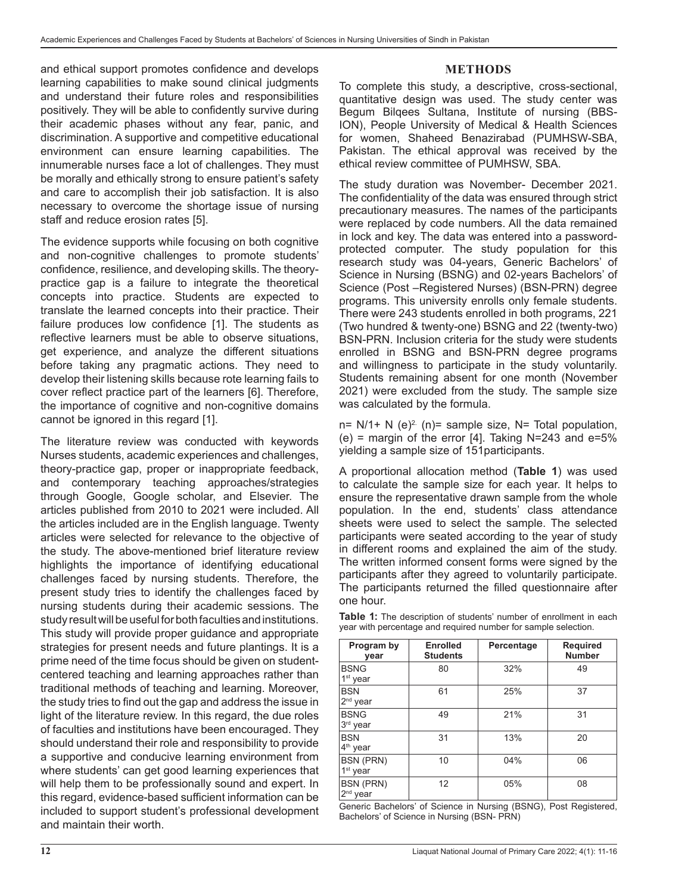and ethical support promotes confidence and develops learning capabilities to make sound clinical judgments and understand their future roles and responsibilities positively. They will be able to confidently survive during their academic phases without any fear, panic, and discrimination. A supportive and competitive educational environment can ensure learning capabilities. The innumerable nurses face a lot of challenges. They must be morally and ethically strong to ensure patient's safety and care to accomplish their job satisfaction. It is also necessary to overcome the shortage issue of nursing staff and reduce erosion rates [5].

The evidence supports while focusing on both cognitive and non-cognitive challenges to promote students' confidence, resilience, and developing skills. The theory-practice gap is a failure to integrate the theoretical concepts into practice. Students are expected to translate the learned concepts into their practice. Their failure produces low confidence [1]. The students as reflective learners must be able to observe situations, get experience, and analyze the different situations before taking any pragmatic actions. They need to develop their listening skills because rote learning fails to cover reflect practice part of the learners [6]. Therefore, the importance of cognitive and non-cognitive domains cannot be ignored in this regard [1].

The literature review was conducted with keywords Nurses students, academic experiences and challenges, theory-practice gap, proper or inappropriate feedback, and contemporary teaching approaches/strategies through Google, Google scholar, and Elsevier. The articles published from 2010 to 2021 were included. All the articles included are in the English language. Twenty articles were selected for relevance to the objective of the study. The above-mentioned brief literature review highlights the importance of identifying educational challenges faced by nursing students. Therefore, the present study tries to identify the challenges faced by nursing students during their academic sessions. The study result will be useful for both faculties and institutions. This study will provide proper guidance and appropriate strategies for present needs and future plantings. It is a prime need of the time focus should be given on student-centered teaching and learning approaches rather than traditional methods of teaching and learning. Moreover, the study tries to find out the gap and address the issue in light of the literature review. In this regard, the due roles of faculties and institutions have been encouraged. They should understand their role and responsibility to provide a supportive and conducive learning environment from where students' can get good learning experiences that will help them to be professionally sound and expert. In this regard, evidence-based sufficient information can be included to support student's professional development and maintain their worth.

## METHODS

To complete this study, a descriptive, cross-sectional, quantitative design was used. The study center was Begum Bilqees Sultana, Institute of nursing (BBS-ION), People University of Medical & Health Sciences for women, Shaheed Benazirabad (PUMHSW-SBA, Pakistan. The ethical approval was received by the ethical review committee of PUMHSW, SBA.

The study duration was November- December 2021. The confidentiality of the data was ensured through strict precautionary measures. The names of the participants were replaced by code numbers. All the data remained in lock and key. The data was entered into a password-protected computer. The study population for this research study was 04-years, Generic Bachelors' of Science in Nursing (BSNG) and 02-years Bachelors' of Science (Post –Registered Nurses) (BSN-PRN) degree programs. This university enrolls only female students. There were 243 students enrolled in both programs, 221 (Two hundred & twenty-one) BSNG and 22 (twenty-two) BSN-PRN. Inclusion criteria for the study were students enrolled in BSNG and BSN-PRN degree programs and willingness to participate in the study voluntarily. Students remaining absent for one month (November 2021) were excluded from the study. The sample size was calculated by the formula.

$n= N/1+ N (e)^2$. (n)= sample size, N= Total population, (e) = margin of the error [4]. Taking N=243 and e=5% yielding a sample size of 151participants.

A proportional allocation method (**Table 1**) was used to calculate the sample size for each year. It helps to ensure the representative drawn sample from the whole population. In the end, students' class attendance sheets were used to select the sample. The selected participants were seated according to the year of study in different rooms and explained the aim of the study. The written informed consent forms were signed by the participants after they agreed to voluntarily participate. The participants returned the filled questionnaire after one hour.

**Table 1:** The description of students' number of enrollment in each year with percentage and required number for sample selection.

| Program by year | Enrolled Students | Percentage | Required Number |
|---|---|---|---|
| BSNG 1st year | 80 | 32% | 49 |
| BSN 2nd year | 61 | 25% | 37 |
| BSNG 3rd year | 49 | 21% | 31 |
| BSN 4th year | 31 | 13% | 20 |
| BSN (PRN) 1st year | 10 | 04% | 06 |
| BSN (PRN) 2nd year | 12 | 05% | 08 |

Generic Bachelors' of Science in Nursing (BSNG), Post Registered, Bachelors' of Science in Nursing (BSN- PRN)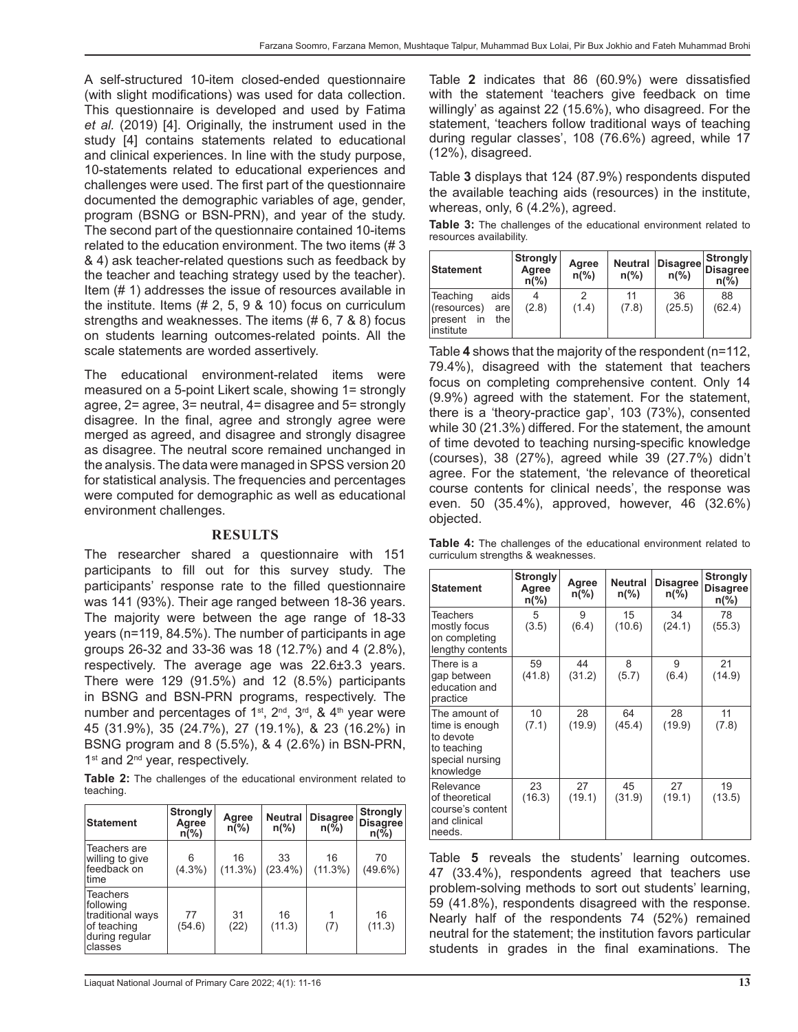A self-structured 10-item closed-ended questionnaire (with slight modifications) was used for data collection. This questionnaire is developed and used by Fatima *et al.* (2019) [4]. Originally, the instrument used in the study [4] contains statements related to educational and clinical experiences. In line with the study purpose, 10-statements related to educational experiences and challenges were used. The first part of the questionnaire documented the demographic variables of age, gender, program (BSNG or BSN-PRN), and year of the study. The second part of the questionnaire contained 10-items related to the education environment. The two items (# 3 & 4) ask teacher-related questions such as feedback by the teacher and teaching strategy used by the teacher). Item (# 1) addresses the issue of resources available in the institute. Items (# 2, 5, 9 & 10) focus on curriculum strengths and weaknesses. The items (# 6, 7 & 8) focus on students learning outcomes-related points. All the scale statements are worded assertively.

The educational environment-related items were measured on a 5-point Likert scale, showing 1= strongly agree, 2= agree, 3= neutral, 4= disagree and 5= strongly disagree. In the final, agree and strongly agree were merged as agreed, and disagree and strongly disagree as disagree. The neutral score remained unchanged in the analysis. The data were managed in SPSS version 20 for statistical analysis. The frequencies and percentages were computed for demographic as well as educational environment challenges.

## RESULTS

The researcher shared a questionnaire with 151 participants to fill out for this survey study. The participants' response rate to the filled questionnaire was 141 (93%). Their age ranged between 18-36 years. The majority were between the age range of 18-33 years (n=119, 84.5%). The number of participants in age groups 26-32 and 33-36 was 18 (12.7%) and 4 (2.8%), respectively. The average age was 22.6±3.3 years. There were 129 (91.5%) and 12 (8.5%) participants in BSNG and BSN-PRN programs, respectively. The number and percentages of 1st, 2nd, 3rd, & 4th year were 45 (31.9%), 35 (24.7%), 27 (19.1%), & 23 (16.2%) in BSNG program and 8 (5.5%), & 4 (2.6%) in BSN-PRN, 1st and 2nd year, respectively.

**Table 2:** The challenges of the educational environment related to teaching.

| Statement | Strongly Agree n(%) | Agree n(%) | Neutral n(%) | Disagree n(%) | Strongly Disagree n(%) |
|---|---|---|---|---|---|
| Teachers are willing to give feedback on time | 6 (4.3%) | 16 (11.3%) | 33 (23.4%) | 16 (11.3%) | 70 (49.6%) |
| Teachers following traditional ways of teaching during regular classes | 77 (54.6) | 31 (22) | 16 (11.3) | 1 (7) | 16 (11.3) |

Table **2** indicates that 86 (60.9%) were dissatisfied with the statement 'teachers give feedback on time willingly' as against 22 (15.6%), who disagreed. For the statement, 'teachers follow traditional ways of teaching during regular classes', 108 (76.6%) agreed, while 17 (12%), disagreed.

Table **3** displays that 124 (87.9%) respondents disputed the available teaching aids (resources) in the institute, whereas, only, 6 (4.2%), agreed.

**Table 3:** The challenges of the educational environment related to resources availability.

| Statement | Strongly Agree n(%) | Agree n(%) | Neutral n(%) | Disagree n(%) | Strongly Disagree n(%) |
|---|---|---|---|---|---|
| Teaching aids (resources) are present in the institute | 4 (2.8) | 2 (1.4) | 11 (7.8) | 36 (25.5) | 88 (62.4) |

Table **4** shows that the majority of the respondent (n=112, 79.4%), disagreed with the statement that teachers focus on completing comprehensive content. Only 14 (9.9%) agreed with the statement. For the statement, there is a 'theory-practice gap', 103 (73%), consented while 30 (21.3%) differed. For the statement, the amount of time devoted to teaching nursing-specific knowledge (courses), 38 (27%), agreed while 39 (27.7%) didn't agree. For the statement, 'the relevance of theoretical course contents for clinical needs', the response was even. 50 (35.4%), approved, however, 46 (32.6%) objected.

**Table 4:** The challenges of the educational environment related to curriculum strengths & weaknesses.

| Statement | Strongly Agree n(%) | Agree n(%) | Neutral n(%) | Disagree n(%) | Strongly Disagree n(%) |
|---|---|---|---|---|---|
| Teachers mostly focus on completing lengthy contents | 5 (3.5) | 9 (6.4) | 15 (10.6) | 34 (24.1) | 78 (55.3) |
| There is a gap between education and practice | 59 (41.8) | 44 (31.2) | 8 (5.7) | 9 (6.4) | 21 (14.9) |
| The amount of time is enough to devote to teaching special nursing knowledge | 10 (7.1) | 28 (19.9) | 64 (45.4) | 28 (19.9) | 11 (7.8) |
| Relevance of theoretical course's content and clinical needs. | 23 (16.3) | 27 (19.1) | 45 (31.9) | 27 (19.1) | 19 (13.5) |

Table **5** reveals the students' learning outcomes. 47 (33.4%), respondents agreed that teachers use problem-solving methods to sort out students' learning, 59 (41.8%), respondents disagreed with the response. Nearly half of the respondents 74 (52%) remained neutral for the statement; the institution favors particular students in grades in the final examinations. The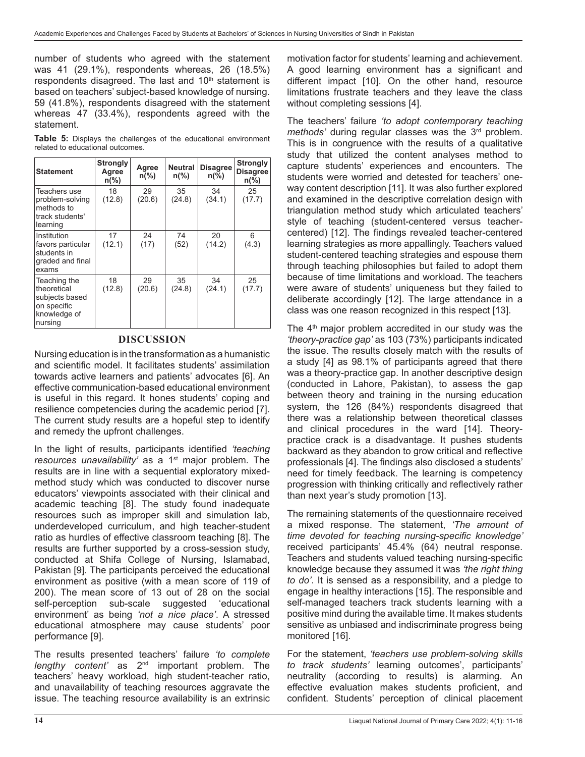number of students who agreed with the statement was 41 (29.1%), respondents whereas, 26 (18.5%) respondents disagreed. The last and 10th statement is based on teachers' subject-based knowledge of nursing. 59 (41.8%), respondents disagreed with the statement whereas 47 (33.4%), respondents agreed with the statement.

**Table 5:** Displays the challenges of the educational environment related to educational outcomes.

| Statement | Strongly Agree n(%) | Agree n(%) | Neutral n(%) | Disagree n(%) | Strongly Disagree n(%) |
|---|---|---|---|---|---|
| Teachers use problem-solving methods to track students' learning | 18 (12.8) | 29 (20.6) | 35 (24.8) | 34 (34.1) | 25 (17.7) |
| Institution favors particular students in graded and final exams | 17 (12.1) | 24 (17) | 74 (52) | 20 (14.2) | 6 (4.3) |
| Teaching the theoretical subjects based on specific knowledge of nursing | 18 (12.8) | 29 (20.6) | 35 (24.8) | 34 (24.1) | 25 (17.7) |

## DISCUSSION

Nursing education is in the transformation as a humanistic and scientific model. It facilitates students' assimilation towards active learners and patients' advocates [6]. An effective communication-based educational environment is useful in this regard. It hones students' coping and resilience competencies during the academic period [7]. The current study results are a hopeful step to identify and remedy the upfront challenges.

In the light of results, participants identified *'teaching resources unavailability'* as a 1st major problem. The results are in line with a sequential exploratory mixed-method study which was conducted to discover nurse educators' viewpoints associated with their clinical and academic teaching [8]. The study found inadequate resources such as improper skill and simulation lab, underdeveloped curriculum, and high teacher-student ratio as hurdles of effective classroom teaching [8]. The results are further supported by a cross-session study, conducted at Shifa College of Nursing, Islamabad, Pakistan [9]. The participants perceived the educational environment as positive (with a mean score of 119 of 200). The mean score of 13 out of 28 on the social self-perception sub-scale suggested 'educational environment' as being *'not a nice place'*. A stressed educational atmosphere may cause students' poor performance [9].

The results presented teachers' failure *'to complete lengthy content'* as 2nd important problem. The teachers' heavy workload, high student-teacher ratio, and unavailability of teaching resources aggravate the issue. The teaching resource availability is an extrinsic motivation factor for students' learning and achievement. A good learning environment has a significant and different impact [10]. On the other hand, resource limitations frustrate teachers and they leave the class without completing sessions [4].

The teachers' failure *'to adopt contemporary teaching methods'* during regular classes was the 3rd problem. This is in congruence with the results of a qualitative study that utilized the content analyses method to capture students' experiences and encounters. The students were worried and detested for teachers' one-way content description [11]. It was also further explored and examined in the descriptive correlation design with triangulation method study which articulated teachers' style of teaching (student-centered versus teacher-centered) [12]. The findings revealed teacher-centered learning strategies as more appallingly. Teachers valued student-centered teaching strategies and espouse them through teaching philosophies but failed to adopt them because of time limitations and workload. The teachers were aware of students' uniqueness but they failed to deliberate accordingly [12]. The large attendance in a class was one reason recognized in this respect [13].

The 4th major problem accredited in our study was the *'theory-practice gap'* as 103 (73%) participants indicated the issue. The results closely match with the results of a study [4] as 98.1% of participants agreed that there was a theory-practice gap. In another descriptive design (conducted in Lahore, Pakistan), to assess the gap between theory and training in the nursing education system, the 126 (84%) respondents disagreed that there was a relationship between theoretical classes and clinical procedures in the ward [14]. Theory-practice crack is a disadvantage. It pushes students backward as they abandon to grow critical and reflective professionals [4]. The findings also disclosed a students' need for timely feedback. The learning is competency progression with thinking critically and reflectively rather than next year's study promotion [13].

The remaining statements of the questionnaire received a mixed response. The statement, *'The amount of time devoted for teaching nursing-specific knowledge'* received participants' 45.4% (64) neutral response. Teachers and students valued teaching nursing-specific knowledge because they assumed it was *'the right thing to do'*. It is sensed as a responsibility, and a pledge to engage in healthy interactions [15]. The responsible and self-managed teachers track students learning with a positive mind during the available time. It makes students sensitive as unbiased and indiscriminate progress being monitored [16].

For the statement, *'teachers use problem-solving skills to track students'* learning outcomes', participants' neutrality (according to results) is alarming. An effective evaluation makes students proficient, and confident. Students' perception of clinical placement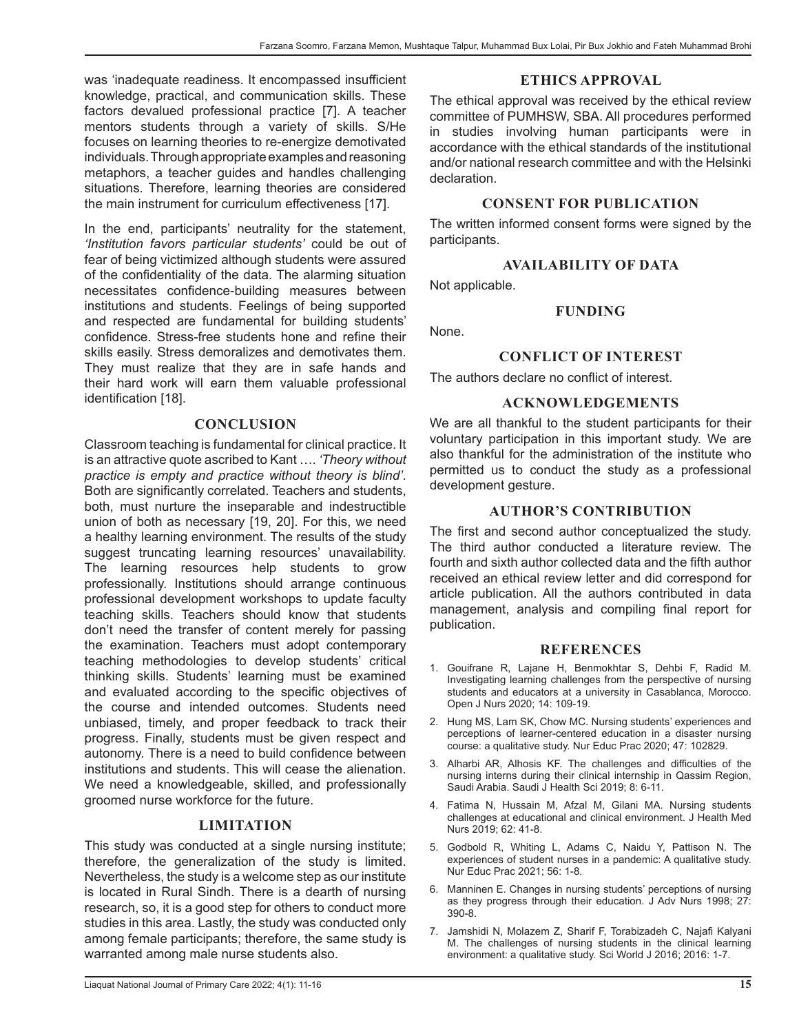was 'inadequate readiness. It encompassed insufficient knowledge, practical, and communication skills. These factors devalued professional practice [7]. A teacher mentors students through a variety of skills. S/He focuses on learning theories to re-energize demotivated individuals. Through appropriate examples and reasoning metaphors, a teacher guides and handles challenging situations. Therefore, learning theories are considered the main instrument for curriculum effectiveness [17].

In the end, participants' neutrality for the statement, *'Institution favors particular students'* could be out of fear of being victimized although students were assured of the confidentiality of the data. The alarming situation necessitates confidence-building measures between institutions and students. Feelings of being supported and respected are fundamental for building students' confidence. Stress-free students hone and refine their skills easily. Stress demoralizes and demotivates them. They must realize that they are in safe hands and their hard work will earn them valuable professional identification [18].

## CONCLUSION

Classroom teaching is fundamental for clinical practice. It is an attractive quote ascribed to Kant …. *'Theory without practice is empty and practice without theory is blind'*. Both are significantly correlated. Teachers and students, both, must nurture the inseparable and indestructible union of both as necessary [19, 20]. For this, we need a healthy learning environment. The results of the study suggest truncating learning resources' unavailability. The learning resources help students to grow professionally. Institutions should arrange continuous professional development workshops to update faculty teaching skills. Teachers should know that students don't need the transfer of content merely for passing the examination. Teachers must adopt contemporary teaching methodologies to develop students' critical thinking skills. Students' learning must be examined and evaluated according to the specific objectives of the course and intended outcomes. Students need unbiased, timely, and proper feedback to track their progress. Finally, students must be given respect and autonomy. There is a need to build confidence between institutions and students. This will cease the alienation. We need a knowledgeable, skilled, and professionally groomed nurse workforce for the future.

## LIMITATION

This study was conducted at a single nursing institute; therefore, the generalization of the study is limited. Nevertheless, the study is a welcome step as our institute is located in Rural Sindh. There is a dearth of nursing research, so, it is a good step for others to conduct more studies in this area. Lastly, the study was conducted only among female participants; therefore, the same study is warranted among male nurse students also.

## ETHICS APPROVAL

The ethical approval was received by the ethical review committee of PUMHSW, SBA. All procedures performed in studies involving human participants were in accordance with the ethical standards of the institutional and/or national research committee and with the Helsinki declaration.

## CONSENT FOR PUBLICATION

The written informed consent forms were signed by the participants.

## AVAILABILITY OF DATA

Not applicable.

## FUNDING

None.

## CONFLICT OF INTEREST

The authors declare no conflict of interest.

## ACKNOWLEDGEMENTS

We are all thankful to the student participants for their voluntary participation in this important study. We are also thankful for the administration of the institute who permitted us to conduct the study as a professional development gesture.

## AUTHOR'S CONTRIBUTION

The first and second author conceptualized the study. The third author conducted a literature review. The fourth and sixth author collected data and the fifth author received an ethical review letter and did correspond for article publication. All the authors contributed in data management, analysis and compiling final report for publication.

## REFERENCES

1. Gouifrane R, Lajane H, Benmokhtar S, Dehbi F, Radid M. Investigating learning challenges from the perspective of nursing students and educators at a university in Casablanca, Morocco. Open J Nurs 2020; 14: 109-19.
2. Hung MS, Lam SK, Chow MC. Nursing students' experiences and perceptions of learner-centered education in a disaster nursing course: a qualitative study. Nur Educ Prac 2020; 47: 102829.
3. Alharbi AR, Alhosis KF. The challenges and difficulties of the nursing interns during their clinical internship in Qassim Region, Saudi Arabia. Saudi J Health Sci 2019; 8: 6-11.
4. Fatima N, Hussain M, Afzal M, Gilani MA. Nursing students challenges at educational and clinical environment. J Health Med Nurs 2019; 62: 41-8.
5. Godbold R, Whiting L, Adams C, Naidu Y, Pattison N. The experiences of student nurses in a pandemic: A qualitative study. Nur Educ Prac 2021; 56: 1-8.
6. Manninen E. Changes in nursing students' perceptions of nursing as they progress through their education. J Adv Nurs 1998; 27: 390-8.
7. Jamshidi N, Molazem Z, Sharif F, Torabizadeh C, Najafi Kalyani M. The challenges of nursing students in the clinical learning environment: a qualitative study. Sci World J 2016; 2016: 1-7.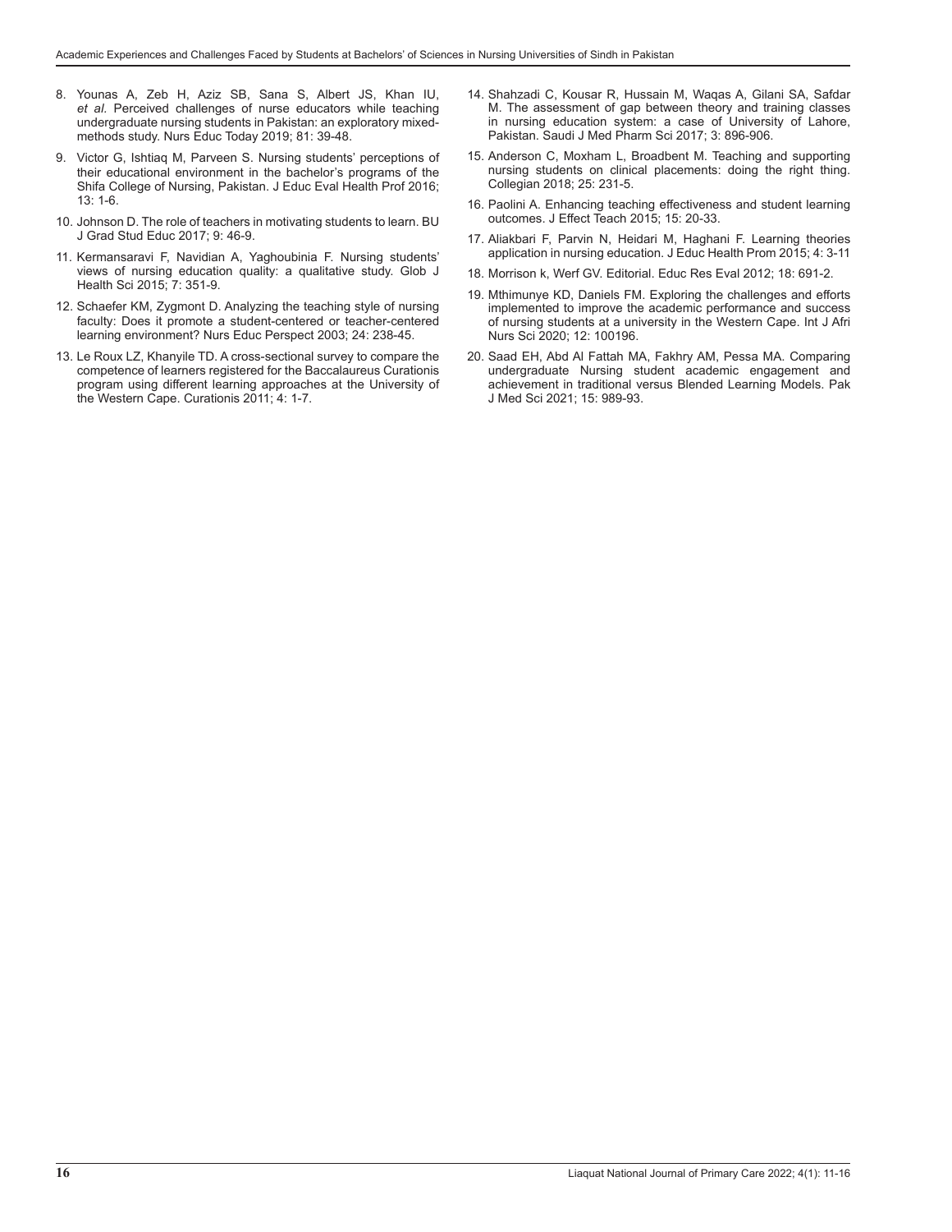8. Younas A, Zeb H, Aziz SB, Sana S, Albert JS, Khan IU, *et al.* Perceived challenges of nurse educators while teaching undergraduate nursing students in Pakistan: an exploratory mixed-methods study. Nurs Educ Today 2019; 81: 39-48.
9. Victor G, Ishtiaq M, Parveen S. Nursing students' perceptions of their educational environment in the bachelor's programs of the Shifa College of Nursing, Pakistan. J Educ Eval Health Prof 2016; 13: 1-6.
10. Johnson D. The role of teachers in motivating students to learn. BU J Grad Stud Educ 2017; 9: 46-9.
11. Kermansaravi F, Navidian A, Yaghoubinia F. Nursing students' views of nursing education quality: a qualitative study. Glob J Health Sci 2015; 7: 351-9.
12. Schaefer KM, Zygmont D. Analyzing the teaching style of nursing faculty: Does it promote a student-centered or teacher-centered learning environment? Nurs Educ Perspect 2003; 24: 238-45.
13. Le Roux LZ, Khanyile TD. A cross-sectional survey to compare the competence of learners registered for the Baccalaureus Curationis program using different learning approaches at the University of the Western Cape. Curationis 2011; 4: 1-7.
14. Shahzadi C, Kousar R, Hussain M, Waqas A, Gilani SA, Safdar M. The assessment of gap between theory and training classes in nursing education system: a case of University of Lahore, Pakistan. Saudi J Med Pharm Sci 2017; 3: 896-906.
15. Anderson C, Moxham L, Broadbent M. Teaching and supporting nursing students on clinical placements: doing the right thing. Collegian 2018; 25: 231-5.
16. Paolini A. Enhancing teaching effectiveness and student learning outcomes. J Effect Teach 2015; 15: 20-33.
17. Aliakbari F, Parvin N, Heidari M, Haghani F. Learning theories application in nursing education. J Educ Health Prom 2015; 4: 3-11
18. Morrison k, Werf GV. Editorial. Educ Res Eval 2012; 18: 691-2.
19. Mthimunye KD, Daniels FM. Exploring the challenges and efforts implemented to improve the academic performance and success of nursing students at a university in the Western Cape. Int J Afri Nurs Sci 2020; 12: 100196.
20. Saad EH, Abd Al Fattah MA, Fakhry AM, Pessa MA. Comparing undergraduate Nursing student academic engagement and achievement in traditional versus Blended Learning Models. Pak J Med Sci 2021; 15: 989-93.